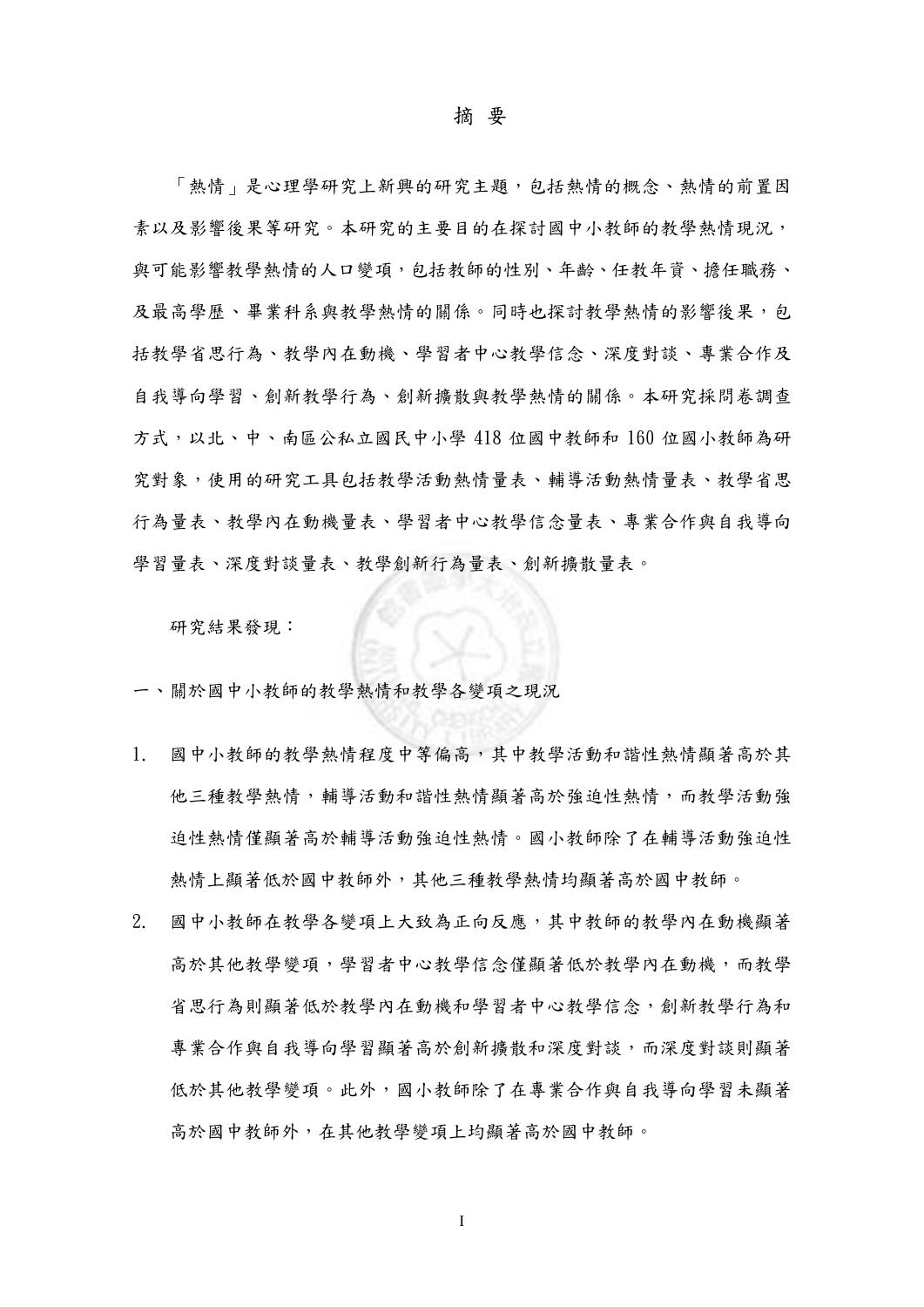# 摘 要

「熱情」是心理學研究上新興的研究主題，包括熱情的概念、熱情的前置因素以及影響後果等研究。本研究的主要目的在探討國中小教師的教學熱情現況，與可能影響教學熱情的人口變項，包括教師的性別、年齡、任教年資、擔任職務、及最高學歷、畢業科系與教學熱情的關係。同時也探討教學熱情的影響後果，包括教學省思行為、教學內在動機、學習者中心教學信念、深度對談、專業合作及自我導向學習、創新教學行為、創新擴散與教學熱情的關係。本研究採問卷調查方式，以北、中、南區公私立國民中小學 418 位國中教師和 160 位國小教師為研究對象，使用的研究工具包括教學活動熱情量表、輔導活動熱情量表、教學省思行為量表、教學內在動機量表、學習者中心教學信念量表、專業合作與自我導向學習量表、深度對談量表、教學創新行為量表、創新擴散量表。

研究結果發現：

一、關於國中小教師的教學熱情和教學各變項之現況

1. 國中小教師的教學熱情程度中等偏高，其中教學活動和諧性熱情顯著高於其他三種教學熱情，輔導活動和諧性熱情顯著高於強迫性熱情，而教學活動強迫性熱情僅顯著高於輔導活動強迫性熱情。國小教師除了在輔導活動強迫性熱情上顯著低於國中教師外，其他三種教學熱情均顯著高於國中教師。
2. 國中小教師在教學各變項上大致為正向反應，其中教師的教學內在動機顯著高於其他教學變項，學習者中心教學信念僅顯著低於教學內在動機，而教學省思行為則顯著低於教學內在動機和學習者中心教學信念，創新教學行為和專業合作與自我導向學習顯著高於創新擴散和深度對談，而深度對談則顯著低於其他教學變項。此外，國小教師除了在專業合作與自我導向學習未顯著高於國中教師外，在其他教學變項上均顯著高於國中教師。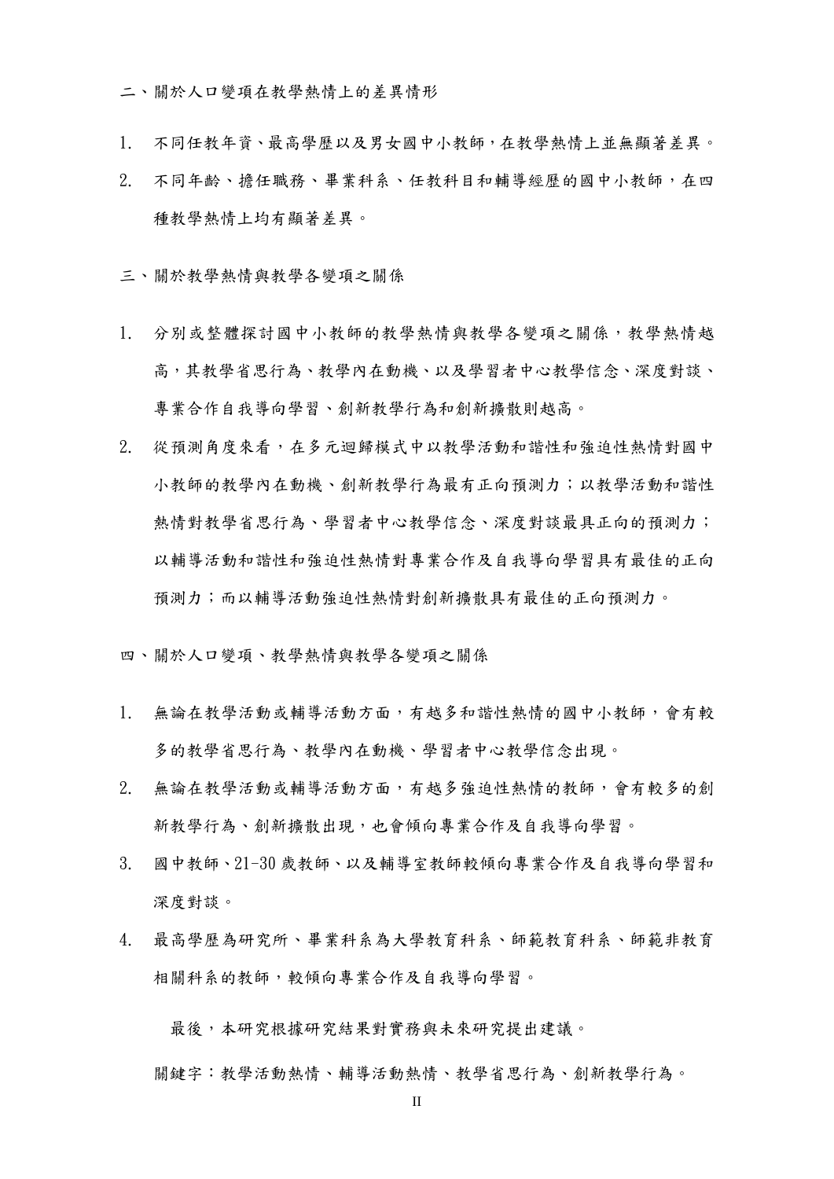二、關於人口變項在教學熱情上的差異情形

1. 不同任教年資、最高學歷以及男女國中小教師，在教學熱情上並無顯著差異。
2. 不同年齡、擔任職務、畢業科系、任教科目和輔導經歷的國中小教師，在四種教學熱情上均有顯著差異。

三、關於教學熱情與教學各變項之關係

1. 分別或整體探討國中小教師的教學熱情與教學各變項之關係，教學熱情越高，其教學省思行為、教學內在動機、以及學習者中心教學信念、深度對談、專業合作自我導向學習、創新教學行為和創新擴散則越高。
2. 從預測角度來看，在多元迴歸模式中以教學活動和諧性和強迫性熱情對國中小教師的教學內在動機、創新教學行為最有正向預測力；以教學活動和諧性熱情對教學省思行為、學習者中心教學信念、深度對談最具正向的預測力；以輔導活動和諧性和強迫性熱情對專業合作及自我導向學習具有最佳的正向預測力；而以輔導活動強迫性熱情對創新擴散具有最佳的正向預測力。

四、關於人口變項、教學熱情與教學各變項之關係

1. 無論在教學活動或輔導活動方面，有越多和諧性熱情的國中小教師，會有較多的教學省思行為、教學內在動機、學習者中心教學信念出現。
2. 無論在教學活動或輔導活動方面，有越多強迫性熱情的教師，會有較多的創新教學行為、創新擴散出現，也會傾向專業合作及自我導向學習。
3. 國中教師、21-30 歲教師、以及輔導室教師較傾向專業合作及自我導向學習和深度對談。
4. 最高學歷為研究所、畢業科系為大學教育科系、師範教育科系、師範非教育相關科系的教師，較傾向專業合作及自我導向學習。

最後，本研究根據研究結果對實務與未來研究提出建議。

關鍵字：教學活動熱情、輔導活動熱情、教學省思行為、創新教學行為。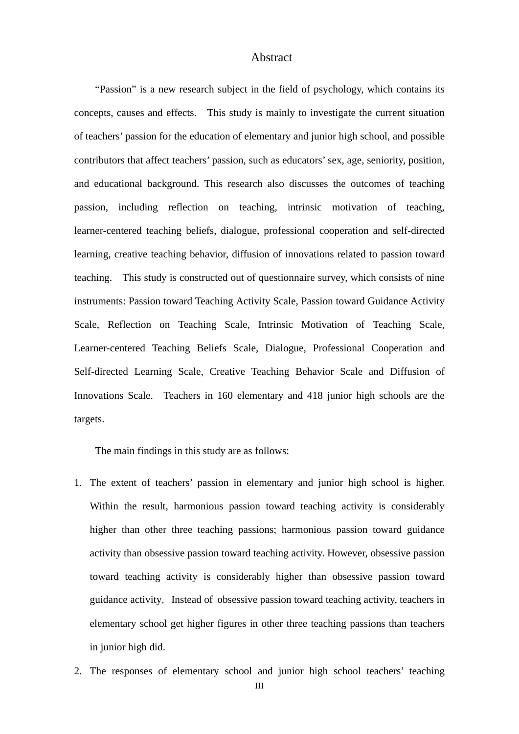# Abstract

"Passion" is a new research subject in the field of psychology, which contains its concepts, causes and effects. This study is mainly to investigate the current situation of teachers' passion for the education of elementary and junior high school, and possible contributors that affect teachers' passion, such as educators' sex, age, seniority, position, and educational background. This research also discusses the outcomes of teaching passion, including reflection on teaching, intrinsic motivation of teaching, learner-centered teaching beliefs, dialogue, professional cooperation and self-directed learning, creative teaching behavior, diffusion of innovations related to passion toward teaching. This study is constructed out of questionnaire survey, which consists of nine instruments: Passion toward Teaching Activity Scale, Passion toward Guidance Activity Scale, Reflection on Teaching Scale, Intrinsic Motivation of Teaching Scale, Learner-centered Teaching Beliefs Scale, Dialogue, Professional Cooperation and Self-directed Learning Scale, Creative Teaching Behavior Scale and Diffusion of Innovations Scale. Teachers in 160 elementary and 418 junior high schools are the targets.

The main findings in this study are as follows:

1. The extent of teachers' passion in elementary and junior high school is higher. Within the result, harmonious passion toward teaching activity is considerably higher than other three teaching passions; harmonious passion toward guidance activity than obsessive passion toward teaching activity. However, obsessive passion toward teaching activity is considerably higher than obsessive passion toward guidance activity. Instead of obsessive passion toward teaching activity, teachers in elementary school get higher figures in other three teaching passions than teachers in junior high did.
2. The responses of elementary school and junior high school teachers' teaching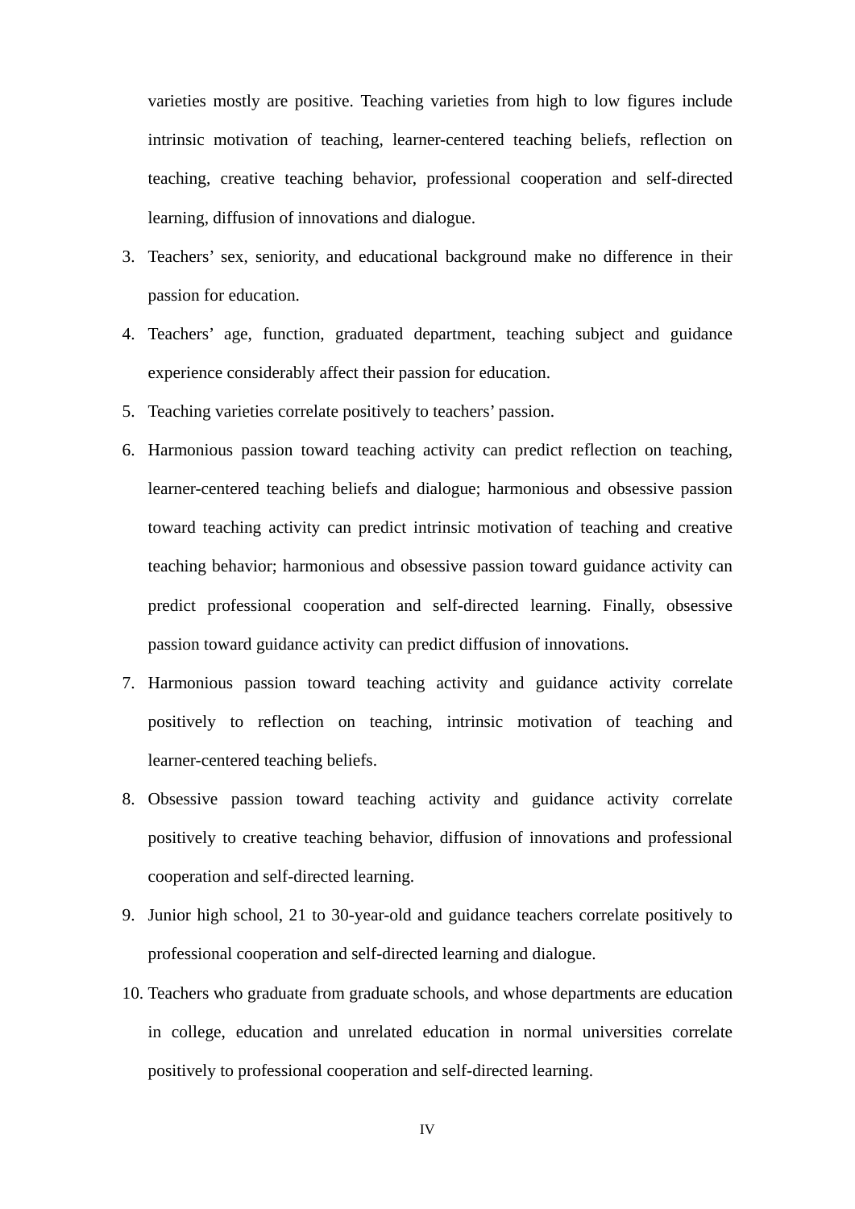varieties mostly are positive. Teaching varieties from high to low figures include intrinsic motivation of teaching, learner-centered teaching beliefs, reflection on teaching, creative teaching behavior, professional cooperation and self-directed learning, diffusion of innovations and dialogue.

3. Teachers' sex, seniority, and educational background make no difference in their passion for education.
4. Teachers' age, function, graduated department, teaching subject and guidance experience considerably affect their passion for education.
5. Teaching varieties correlate positively to teachers' passion.
6. Harmonious passion toward teaching activity can predict reflection on teaching, learner-centered teaching beliefs and dialogue; harmonious and obsessive passion toward teaching activity can predict intrinsic motivation of teaching and creative teaching behavior; harmonious and obsessive passion toward guidance activity can predict professional cooperation and self-directed learning. Finally, obsessive passion toward guidance activity can predict diffusion of innovations.
7. Harmonious passion toward teaching activity and guidance activity correlate positively to reflection on teaching, intrinsic motivation of teaching and learner-centered teaching beliefs.
8. Obsessive passion toward teaching activity and guidance activity correlate positively to creative teaching behavior, diffusion of innovations and professional cooperation and self-directed learning.
9. Junior high school, 21 to 30-year-old and guidance teachers correlate positively to professional cooperation and self-directed learning and dialogue.
10. Teachers who graduate from graduate schools, and whose departments are education in college, education and unrelated education in normal universities correlate positively to professional cooperation and self-directed learning.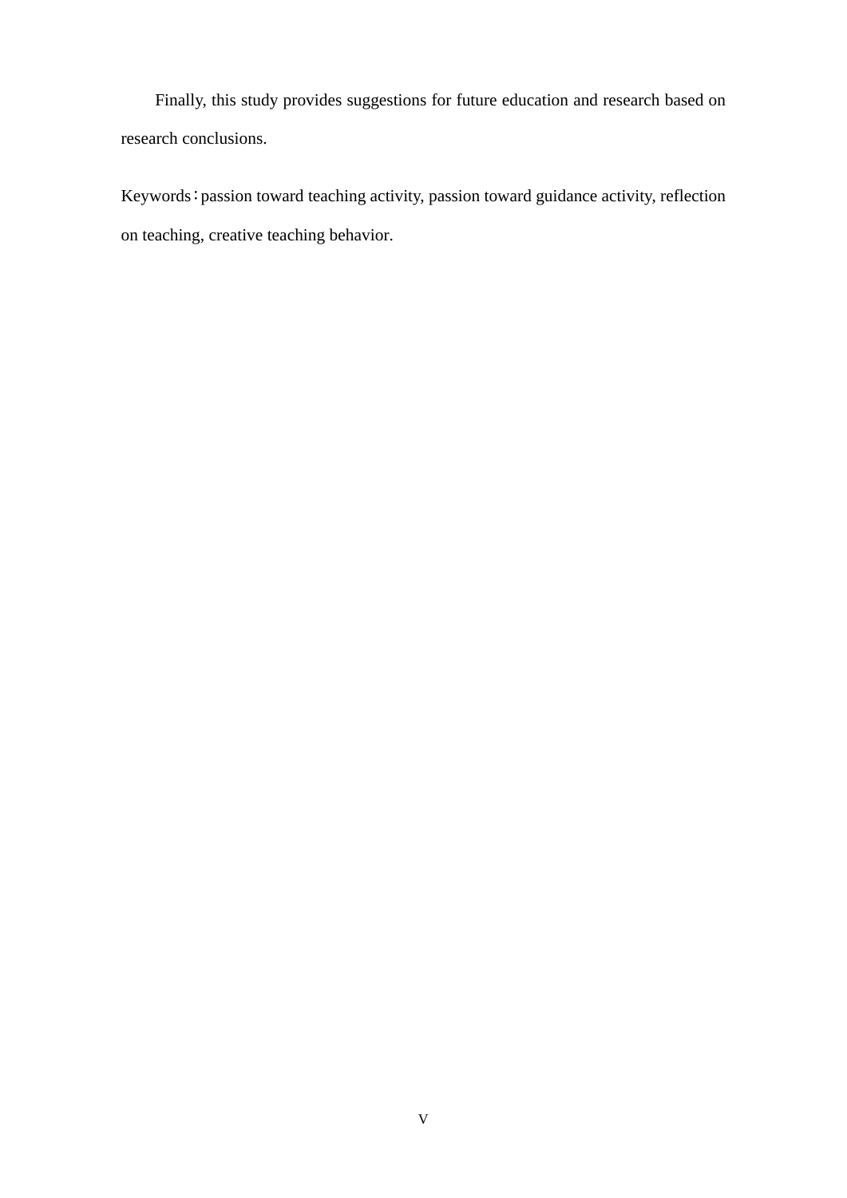Finally, this study provides suggestions for future education and research based on research conclusions.

Keywords：passion toward teaching activity, passion toward guidance activity, reflection on teaching, creative teaching behavior.